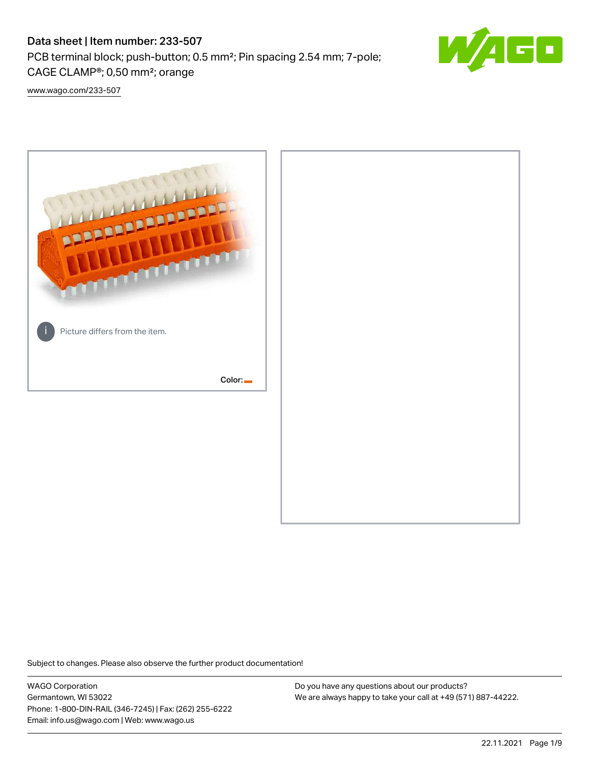# Data sheet | Item number: 233-507

PCB terminal block; push-button; 0.5 mm²; Pin spacing 2.54 mm; 7-pole; CAGE CLAMP®; 0,50 mm²; orange

www.wago.com/233-507

Picture differs from the item.

Color:

Subject to changes. Please also observe the further product documentation!

WAGO Corporation
Germantown, WI 53022
Phone: 1-800-DIN-RAIL (346-7245) | Fax: (262) 255-6222
Email: info.us@wago.com | Web: www.wago.us

Do you have any questions about our products?
We are always happy to take your call at +49 (571) 887-44222.

22.11.2021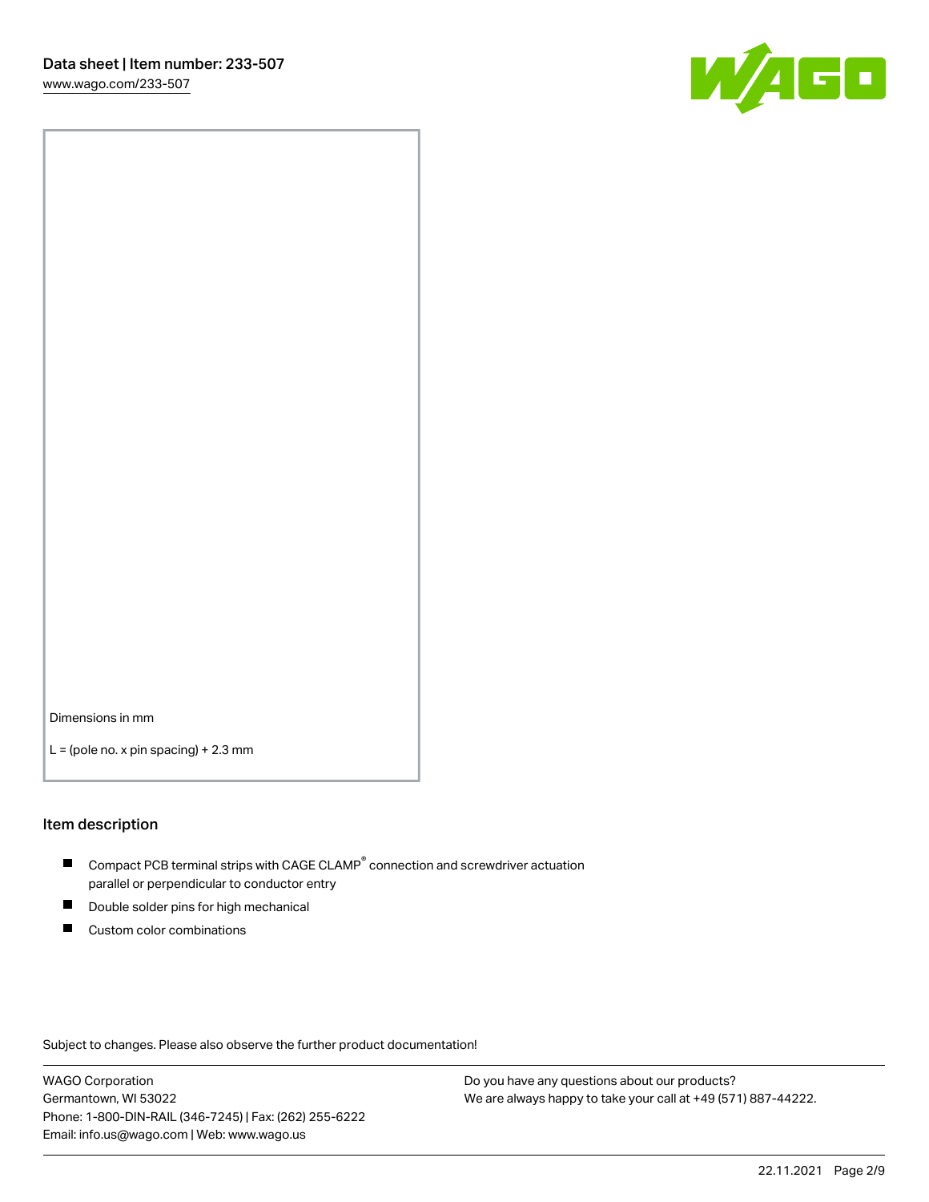Dimensions in mm

L = (pole no. x pin spacing) + 2.3 mm

## Item description

- Compact PCB terminal strips with CAGE CLAMP® connection and screwdriver actuation parallel or perpendicular to conductor entry
- Double solder pins for high mechanical
- Custom color combinations

Subject to changes. Please also observe the further product documentation!

WAGO Corporation
Germantown, WI 53022
Phone: 1-800-DIN-RAIL (346-7245) | Fax: (262) 255-6222
Email: info.us@wago.com | Web: www.wago.us

Do you have any questions about our products?
We are always happy to take your call at +49 (571) 887-44222.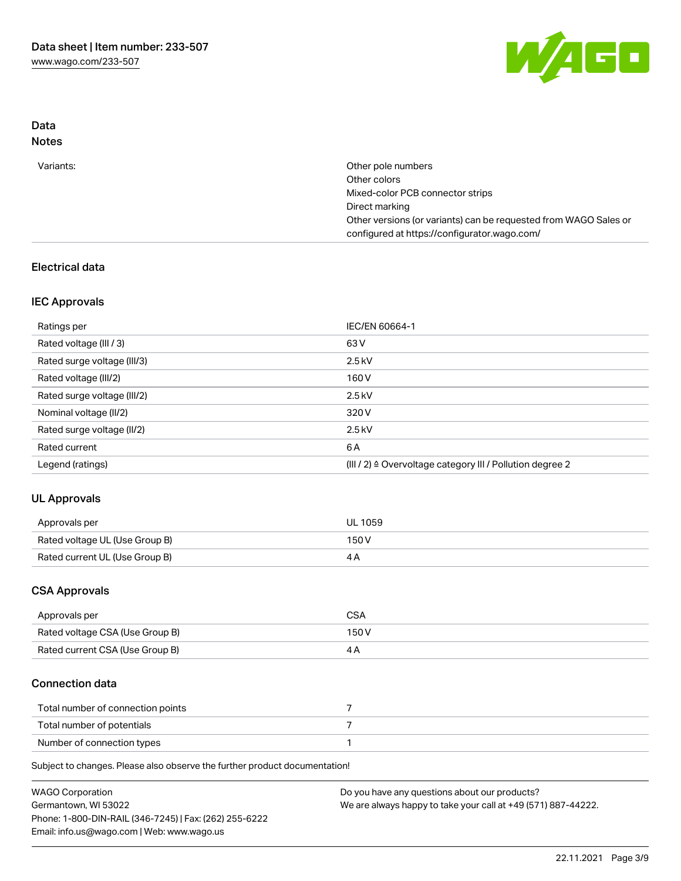## Data

### Notes

| | |
|---|---|
| Variants: | Other pole numbers<br>Other colors<br>Mixed-color PCB connector strips<br>Direct marking<br>Other versions (or variants) can be requested from WAGO Sales or configured at https://configurator.wago.com/ |

## Electrical data

### IEC Approvals

| | |
|---|---|
| Ratings per | IEC/EN 60664-1 |
| Rated voltage (III / 3) | 63 V |
| Rated surge voltage (III/3) | 2.5 kV |
| Rated voltage (III/2) | 160 V |
| Rated surge voltage (III/2) | 2.5 kV |
| Nominal voltage (II/2) | 320 V |
| Rated surge voltage (II/2) | 2.5 kV |
| Rated current | 6 A |
| Legend (ratings) | (III / 2) ≙ Overvoltage category III / Pollution degree 2 |

### UL Approvals

| | |
|---|---|
| Approvals per | UL 1059 |
| Rated voltage UL (Use Group B) | 150 V |
| Rated current UL (Use Group B) | 4 A |

### CSA Approvals

| | |
|---|---|
| Approvals per | CSA |
| Rated voltage CSA (Use Group B) | 150 V |
| Rated current CSA (Use Group B) | 4 A |

### Connection data

| | |
|---|---|
| Total number of connection points | 7 |
| Total number of potentials | 7 |
| Number of connection types | 1 |

Subject to changes. Please also observe the further product documentation!

WAGO Corporation
Germantown, WI 53022
Phone: 1-800-DIN-RAIL (346-7245) | Fax: (262) 255-6222
Email: info.us@wago.com | Web: www.wago.us

Do you have any questions about our products?
We are always happy to take your call at +49 (571) 887-44222.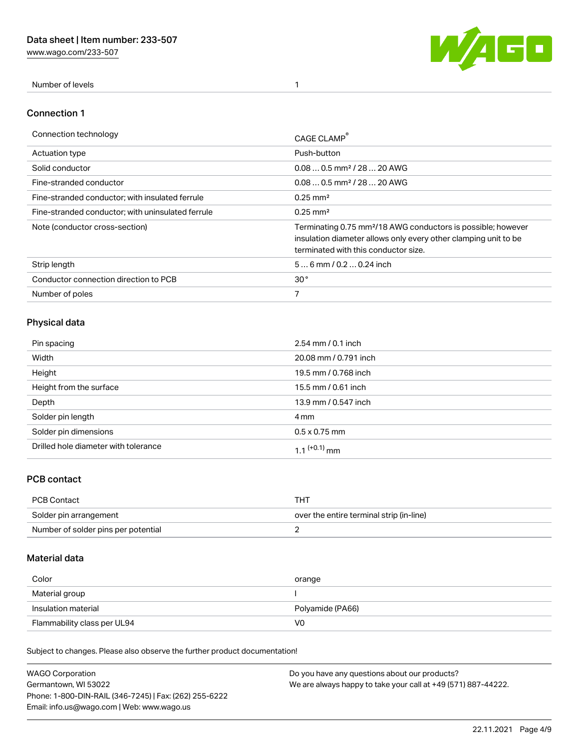| Number of levels | 1 |
|---|---|

## Connection 1

| Connection technology | CAGE CLAMP® |
|---|---|
| Actuation type | Push-button |
| Solid conductor | 0.08 … 0.5 mm² / 28 … 20 AWG |
| Fine-stranded conductor | 0.08 … 0.5 mm² / 28 … 20 AWG |
| Fine-stranded conductor; with insulated ferrule | 0.25 mm² |
| Fine-stranded conductor; with uninsulated ferrule | 0.25 mm² |
| Note (conductor cross-section) | Terminating 0.75 mm²/18 AWG conductors is possible; however insulation diameter allows only every other clamping unit to be terminated with this conductor size. |
| Strip length | 5 … 6 mm / 0.2 … 0.24 inch |
| Conductor connection direction to PCB | 30 ° |
| Number of poles | 7 |

## Physical data

| Pin spacing | 2.54 mm / 0.1 inch |
|---|---|
| Width | 20.08 mm / 0.791 inch |
| Height | 19.5 mm / 0.768 inch |
| Height from the surface | 15.5 mm / 0.61 inch |
| Depth | 13.9 mm / 0.547 inch |
| Solder pin length | 4 mm |
| Solder pin dimensions | 0.5 x 0.75 mm |
| Drilled hole diameter with tolerance | $1.1^{(+0.1)}$ mm |

## PCB contact

| PCB Contact | THT |
|---|---|
| Solder pin arrangement | over the entire terminal strip (in-line) |
| Number of solder pins per potential | 2 |

## Material data

| Color | orange |
|---|---|
| Material group | I |
| Insulation material | Polyamide (PA66) |
| Flammability class per UL94 | V0 |

Subject to changes. Please also observe the further product documentation!

WAGO Corporation
Germantown, WI 53022
Phone: 1-800-DIN-RAIL (346-7245) | Fax: (262) 255-6222
Email: info.us@wago.com | Web: www.wago.us

Do you have any questions about our products?
We are always happy to take your call at +49 (571) 887-44222.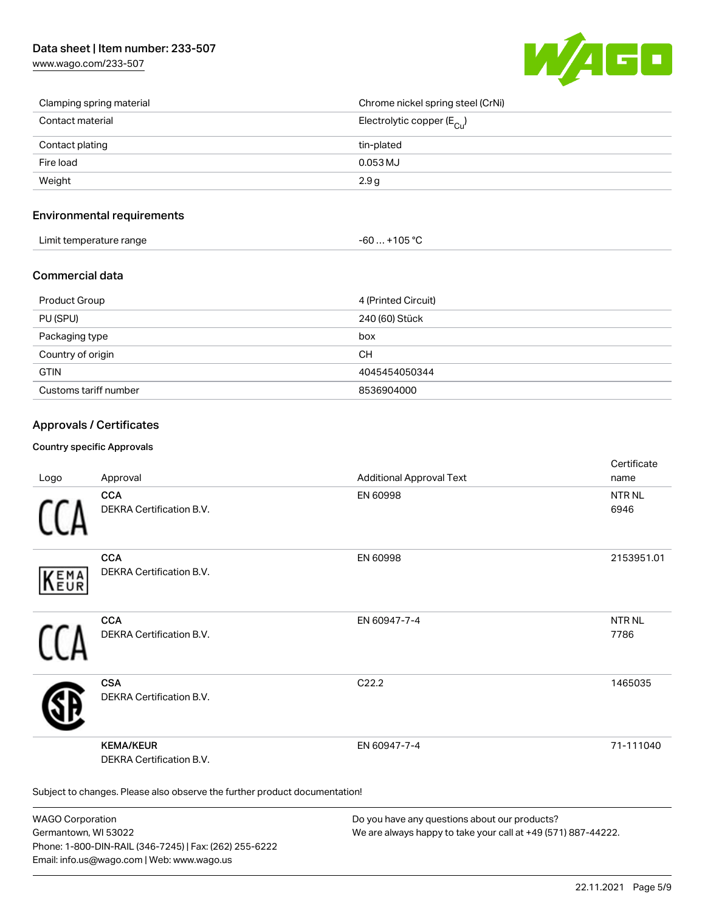| | |
|---|---|
| Clamping spring material | Chrome nickel spring steel (CrNi) |
| Contact material | Electrolytic copper ($E_{Cu}$) |
| Contact plating | tin-plated |
| Fire load | 0.053 MJ |
| Weight | 2.9 g |

## Environmental requirements

| | |
|---|---|
| Limit temperature range | -60 … +105 °C |

## Commercial data

| | |
|---|---|
| Product Group | 4 (Printed Circuit) |
| PU (SPU) | 240 (60) Stück |
| Packaging type | box |
| Country of origin | CH |
| GTIN | 4045454050344 |
| Customs tariff number | 8536904000 |

## Approvals / Certificates

### Country specific Approvals

| Logo | Approval | Additional Approval Text | Certificate name |
|---|---|---|---|
| | **CCA** DEKRA Certification B.V. | EN 60998 | NTR NL 6946 |
| | **CCA** DEKRA Certification B.V. | EN 60998 | 2153951.01 |
| | **CCA** DEKRA Certification B.V. | EN 60947-7-4 | NTR NL 7786 |
| | **CSA** DEKRA Certification B.V. | C22.2 | 1465035 |
| | **KEMA/KEUR** DEKRA Certification B.V. | EN 60947-7-4 | 71-111040 |

Subject to changes. Please also observe the further product documentation!

WAGO Corporation
Germantown, WI 53022
Phone: 1-800-DIN-RAIL (346-7245) | Fax: (262) 255-6222
Email: info.us@wago.com | Web: www.wago.us

Do you have any questions about our products?
We are always happy to take your call at +49 (571) 887-44222.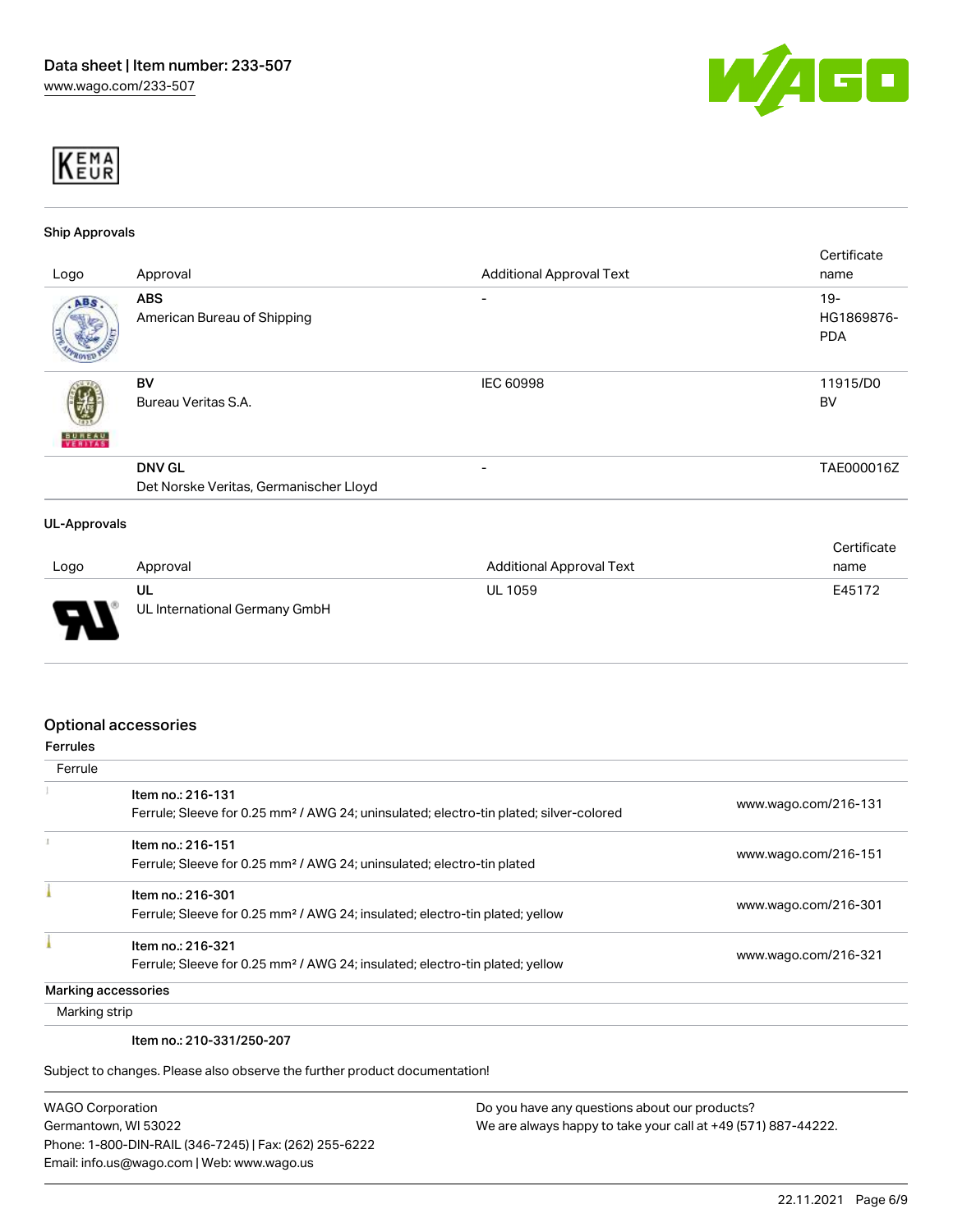### Ship Approvals

| Logo | Approval | Additional Approval Text | Certificate name |
|---|---|---|---|
| | **ABS**<br>American Bureau of Shipping | - | 19-HG1869876-PDA |
| | **BV**<br>Bureau Veritas S.A. | IEC 60998 | 11915/D0 BV |
| | **DNV GL**<br>Det Norske Veritas, Germanischer Lloyd | - | TAE000016Z |

### UL-Approvals

| Logo | Approval | Additional Approval Text | Certificate name |
|---|---|---|---|
| | **UL**<br>UL International Germany GmbH | UL 1059 | E45172 |

## Optional accessories

### Ferrules

| Ferrule | | |
|---|---|---|
| | **Item no.: 216-131**<br>Ferrule; Sleeve for 0.25 mm² / AWG 24; uninsulated; electro-tin plated; silver-colored | www.wago.com/216-131 |
| | **Item no.: 216-151**<br>Ferrule; Sleeve for 0.25 mm² / AWG 24; uninsulated; electro-tin plated | www.wago.com/216-151 |
| | **Item no.: 216-301**<br>Ferrule; Sleeve for 0.25 mm² / AWG 24; insulated; electro-tin plated; yellow | www.wago.com/216-301 |
| | **Item no.: 216-321**<br>Ferrule; Sleeve for 0.25 mm² / AWG 24; insulated; electro-tin plated; yellow | www.wago.com/216-321 |

### Marking accessories

| Marking strip | | |
|---|---|---|
| | **Item no.: 210-331/250-207** | |

Subject to changes. Please also observe the further product documentation!

WAGO Corporation
Germantown, WI 53022
Phone: 1-800-DIN-RAIL (346-7245) | Fax: (262) 255-6222
Email: info.us@wago.com | Web: www.wago.us

Do you have any questions about our products?
We are always happy to take your call at +49 (571) 887-44222.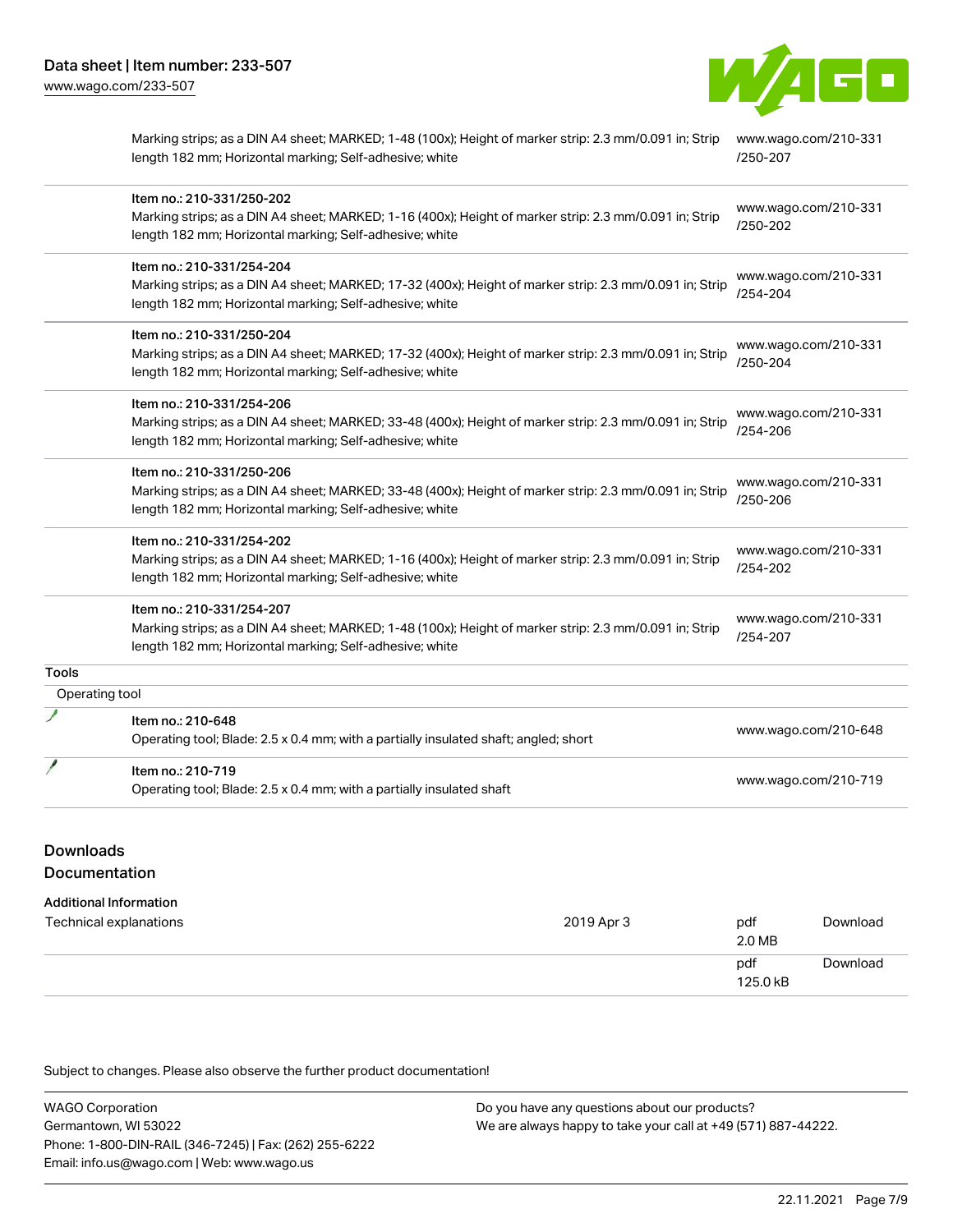| | | |
|---|---|---|
| | Marking strips; as a DIN A4 sheet; MARKED; 1-48 (100x); Height of marker strip: 2.3 mm/0.091 in; Strip length 182 mm; Horizontal marking; Self-adhesive; white | www.wago.com/210-331/250-207 |
| | Item no.: 210-331/250-202<br>Marking strips; as a DIN A4 sheet; MARKED; 1-16 (400x); Height of marker strip: 2.3 mm/0.091 in; Strip length 182 mm; Horizontal marking; Self-adhesive; white | www.wago.com/210-331/250-202 |
| | Item no.: 210-331/254-204<br>Marking strips; as a DIN A4 sheet; MARKED; 17-32 (400x); Height of marker strip: 2.3 mm/0.091 in; Strip length 182 mm; Horizontal marking; Self-adhesive; white | www.wago.com/210-331/254-204 |
| | Item no.: 210-331/250-204<br>Marking strips; as a DIN A4 sheet; MARKED; 17-32 (400x); Height of marker strip: 2.3 mm/0.091 in; Strip length 182 mm; Horizontal marking; Self-adhesive; white | www.wago.com/210-331/250-204 |
| | Item no.: 210-331/254-206<br>Marking strips; as a DIN A4 sheet; MARKED; 33-48 (400x); Height of marker strip: 2.3 mm/0.091 in; Strip length 182 mm; Horizontal marking; Self-adhesive; white | www.wago.com/210-331/254-206 |
| | Item no.: 210-331/250-206<br>Marking strips; as a DIN A4 sheet; MARKED; 33-48 (400x); Height of marker strip: 2.3 mm/0.091 in; Strip length 182 mm; Horizontal marking; Self-adhesive; white | www.wago.com/210-331/250-206 |
| | Item no.: 210-331/254-202<br>Marking strips; as a DIN A4 sheet; MARKED; 1-16 (400x); Height of marker strip: 2.3 mm/0.091 in; Strip length 182 mm; Horizontal marking; Self-adhesive; white | www.wago.com/210-331/254-202 |
| | Item no.: 210-331/254-207<br>Marking strips; as a DIN A4 sheet; MARKED; 1-48 (100x); Height of marker strip: 2.3 mm/0.091 in; Strip length 182 mm; Horizontal marking; Self-adhesive; white | www.wago.com/210-331/254-207 |

**Tools**

Operating tool

| | | |
|---|---|---|
| | Item no.: 210-648<br>Operating tool; Blade: 2.5 x 0.4 mm; with a partially insulated shaft; angled; short | www.wago.com/210-648 |
| | Item no.: 210-719<br>Operating tool; Blade: 2.5 x 0.4 mm; with a partially insulated shaft | www.wago.com/210-719 |

## Downloads

### Documentation

**Additional Information**

| | | | |
|---|---|---|---|
| Technical explanations | 2019 Apr 3 | pdf<br>2.0 MB | Download |
| | | pdf<br>125.0 kB | Download |

Subject to changes. Please also observe the further product documentation!

WAGO Corporation
Germantown, WI 53022
Phone: 1-800-DIN-RAIL (346-7245) | Fax: (262) 255-6222
Email: info.us@wago.com | Web: www.wago.us

Do you have any questions about our products?
We are always happy to take your call at +49 (571) 887-44222.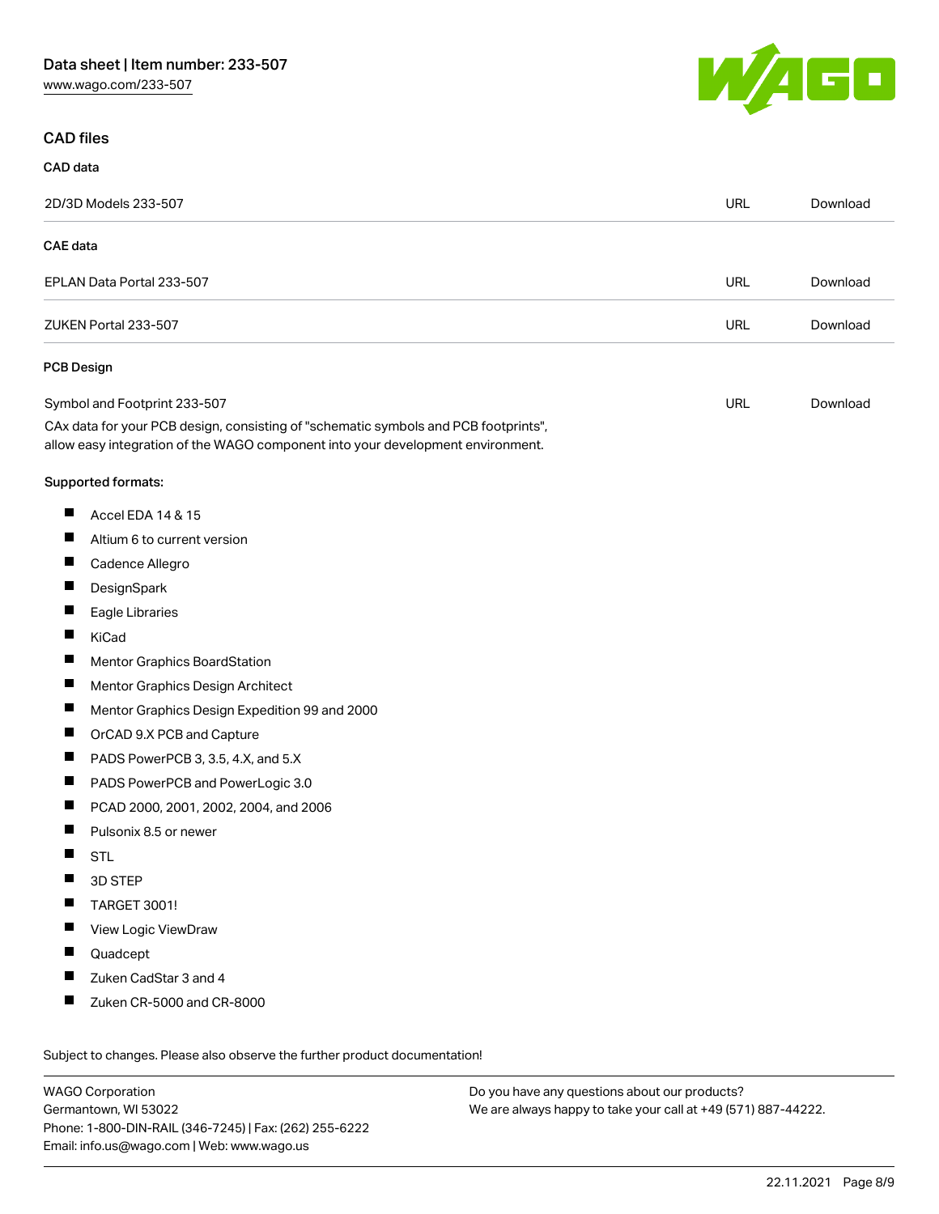## CAD files

### CAD data

| | | |
|---|---|---|
| 2D/3D Models 233-507 | URL | Download |

### CAE data

| | | |
|---|---|---|
| EPLAN Data Portal 233-507 | URL | Download |
| ZUKEN Portal 233-507 | URL | Download |

### PCB Design

| | | |
|---|---|---|
| Symbol and Footprint 233-507 | URL | Download |

CAx data for your PCB design, consisting of "schematic symbols and PCB footprints", allow easy integration of the WAGO component into your development environment.

Supported formats:

- Accel EDA 14 & 15
- Altium 6 to current version
- Cadence Allegro
- DesignSpark
- Eagle Libraries
- KiCad
- Mentor Graphics BoardStation
- Mentor Graphics Design Architect
- Mentor Graphics Design Expedition 99 and 2000
- OrCAD 9.X PCB and Capture
- PADS PowerPCB 3, 3.5, 4.X, and 5.X
- PADS PowerPCB and PowerLogic 3.0
- PCAD 2000, 2001, 2002, 2004, and 2006
- Pulsonix 8.5 or newer
- STL
- 3D STEP
- TARGET 3001!
- View Logic ViewDraw
- Quadcept
- Zuken CadStar 3 and 4
- Zuken CR-5000 and CR-8000

Subject to changes. Please also observe the further product documentation!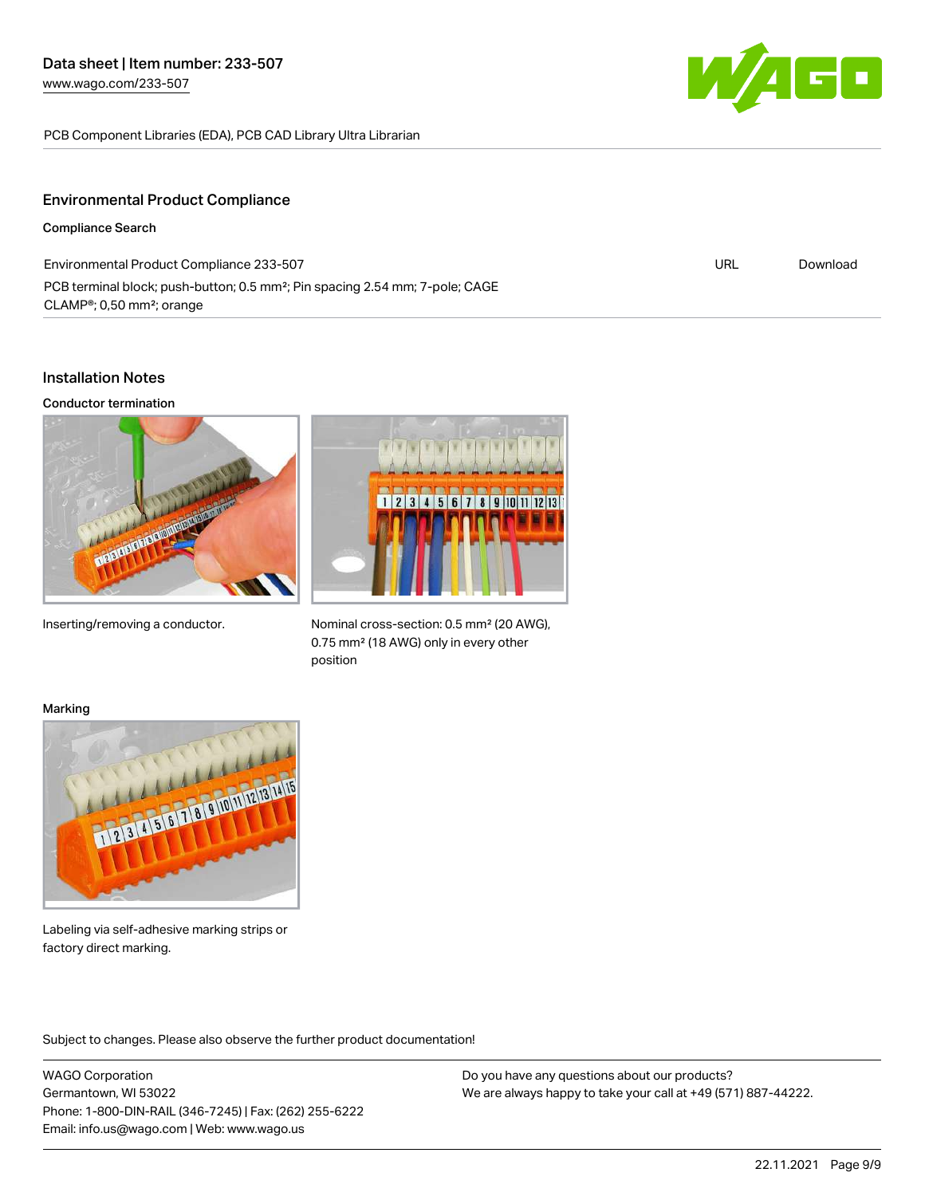PCB Component Libraries (EDA), PCB CAD Library Ultra Librarian

## Environmental Product Compliance

### Compliance Search

| | | |
|---|---|---|
| Environmental Product Compliance 233-507<br>PCB terminal block; push-button; 0.5 mm²; Pin spacing 2.54 mm; 7-pole; CAGE CLAMP®; 0,50 mm²; orange | URL | Download |

## Installation Notes

### Conductor termination

Inserting/removing a conductor.

Nominal cross-section: 0.5 mm² (20 AWG), 0.75 mm² (18 AWG) only in every other position

### Marking

Labeling via self-adhesive marking strips or factory direct marking.

Subject to changes. Please also observe the further product documentation!

WAGO Corporation
Germantown, WI 53022
Phone: 1-800-DIN-RAIL (346-7245) | Fax: (262) 255-6222
Email: info.us@wago.com | Web: www.wago.us

Do you have any questions about our products?
We are always happy to take your call at +49 (571) 887-44222.